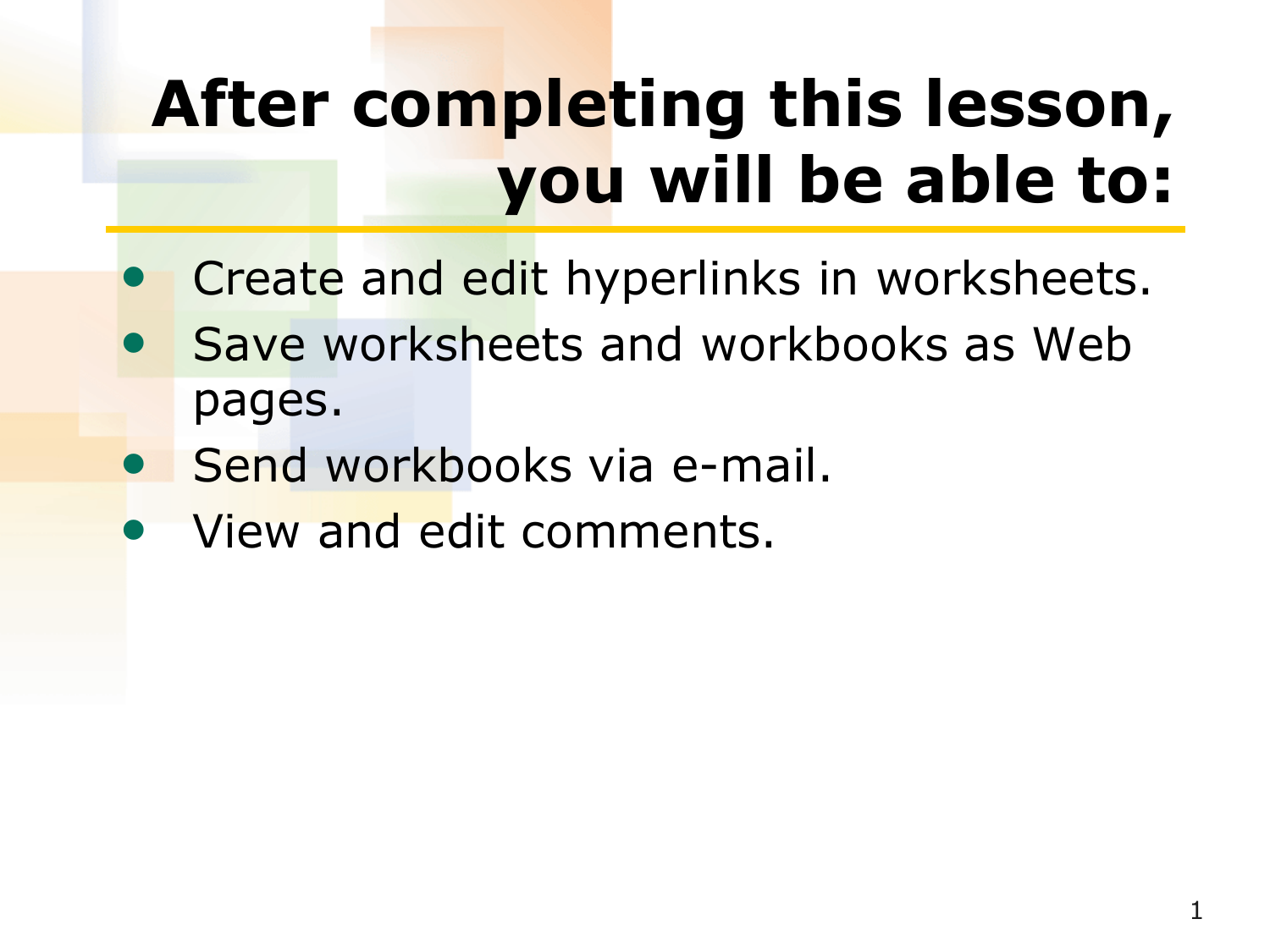# After completing this lesson, you will be able to:

- Create and edit hyperlinks in worksheets.
- Save worksheets and workbooks as Web pages.
- Send workbooks via e-mail.
- View and edit comments.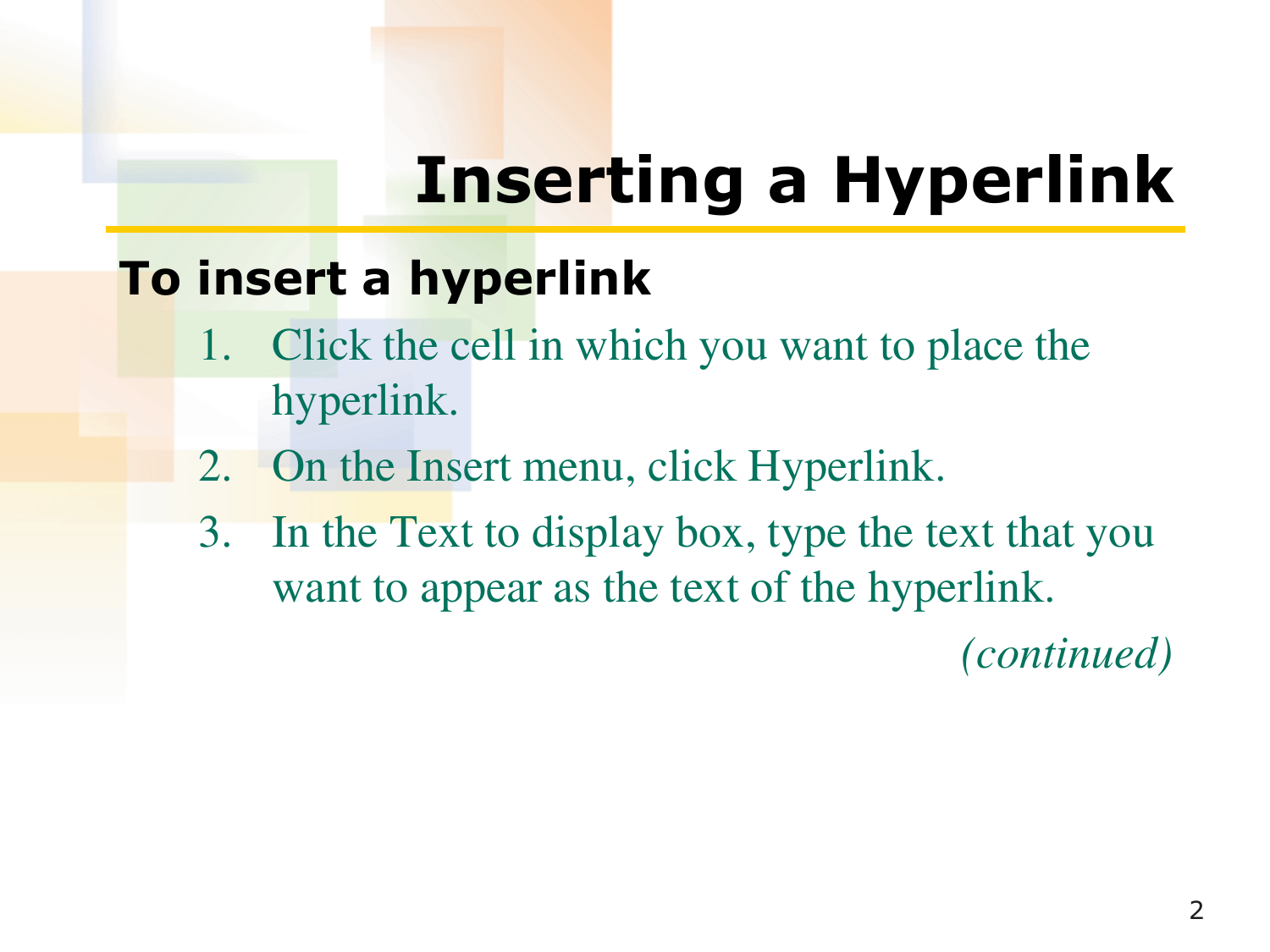# Inserting a Hyperlink

**To insert a hyperlink**

1. Click the cell in which you want to place the hyperlink.
2. On the Insert menu, click Hyperlink.
3. In the Text to display box, type the text that you want to appear as the text of the hyperlink.

*(continued)*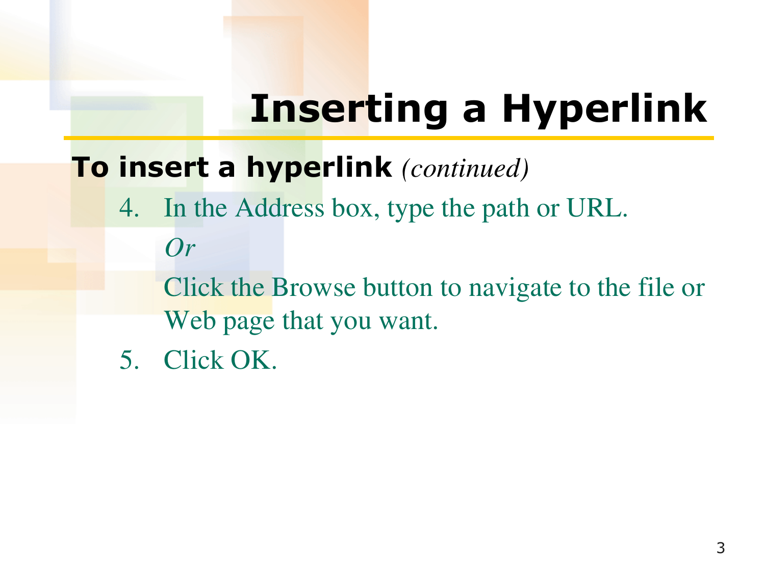# Inserting a Hyperlink

**To insert a hyperlink** *(continued)*

4. In the Address box, type the path or URL.

   *Or*

   Click the Browse button to navigate to the file or Web page that you want.

5. Click OK.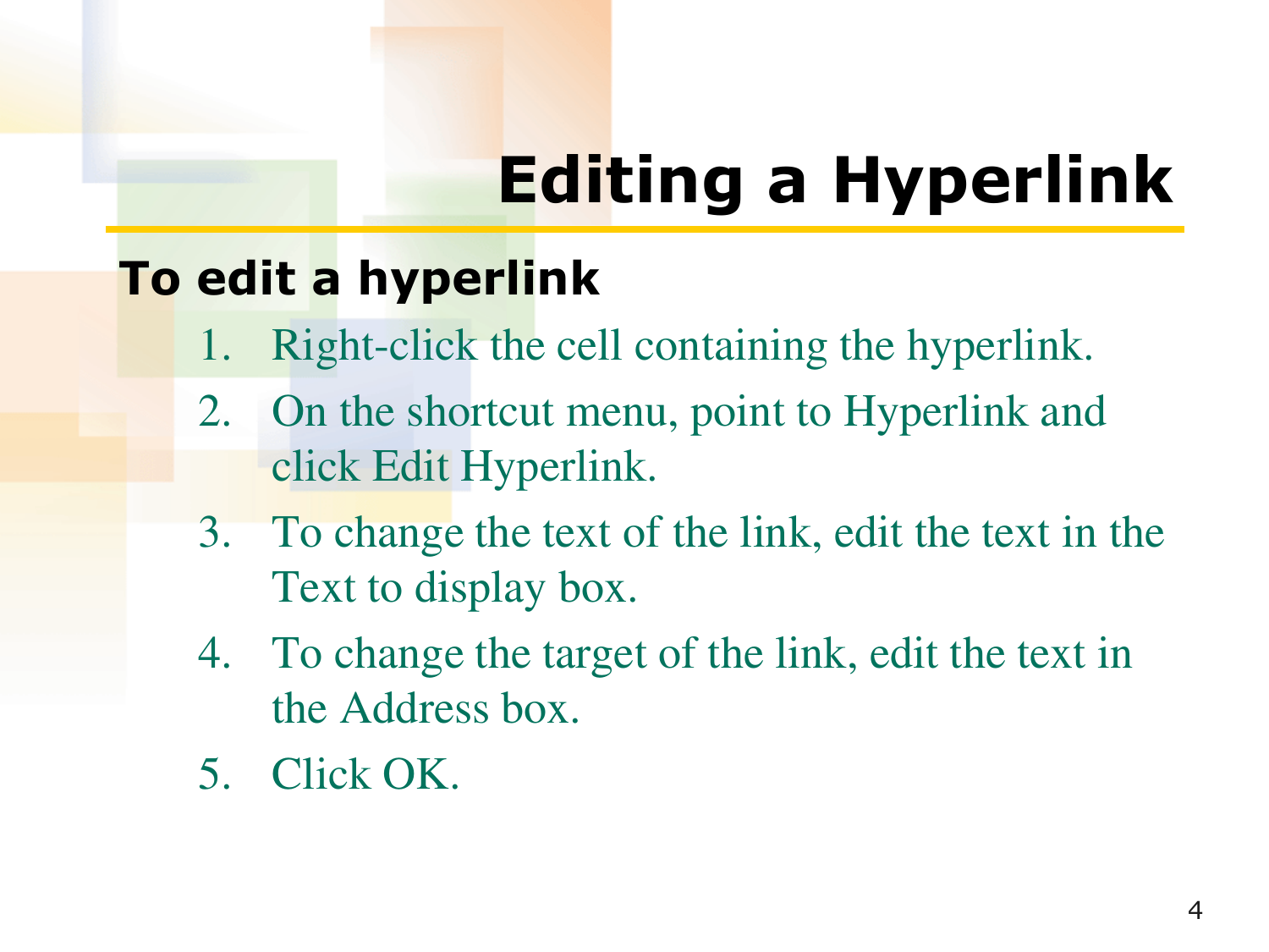# Editing a Hyperlink

**To edit a hyperlink**

1. Right-click the cell containing the hyperlink.
2. On the shortcut menu, point to Hyperlink and click Edit Hyperlink.
3. To change the text of the link, edit the text in the Text to display box.
4. To change the target of the link, edit the text in the Address box.
5. Click OK.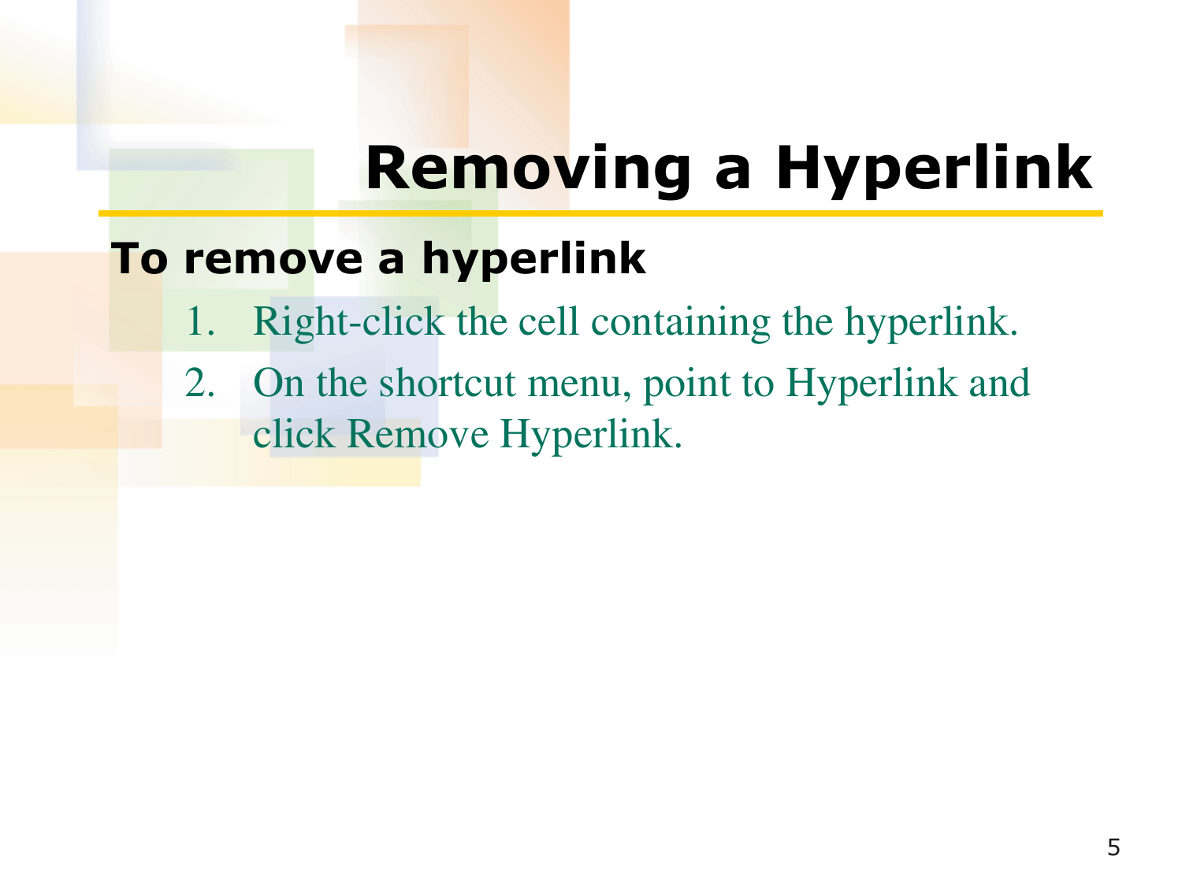# Removing a Hyperlink

**To remove a hyperlink**

1. Right-click the cell containing the hyperlink.
2. On the shortcut menu, point to Hyperlink and click Remove Hyperlink.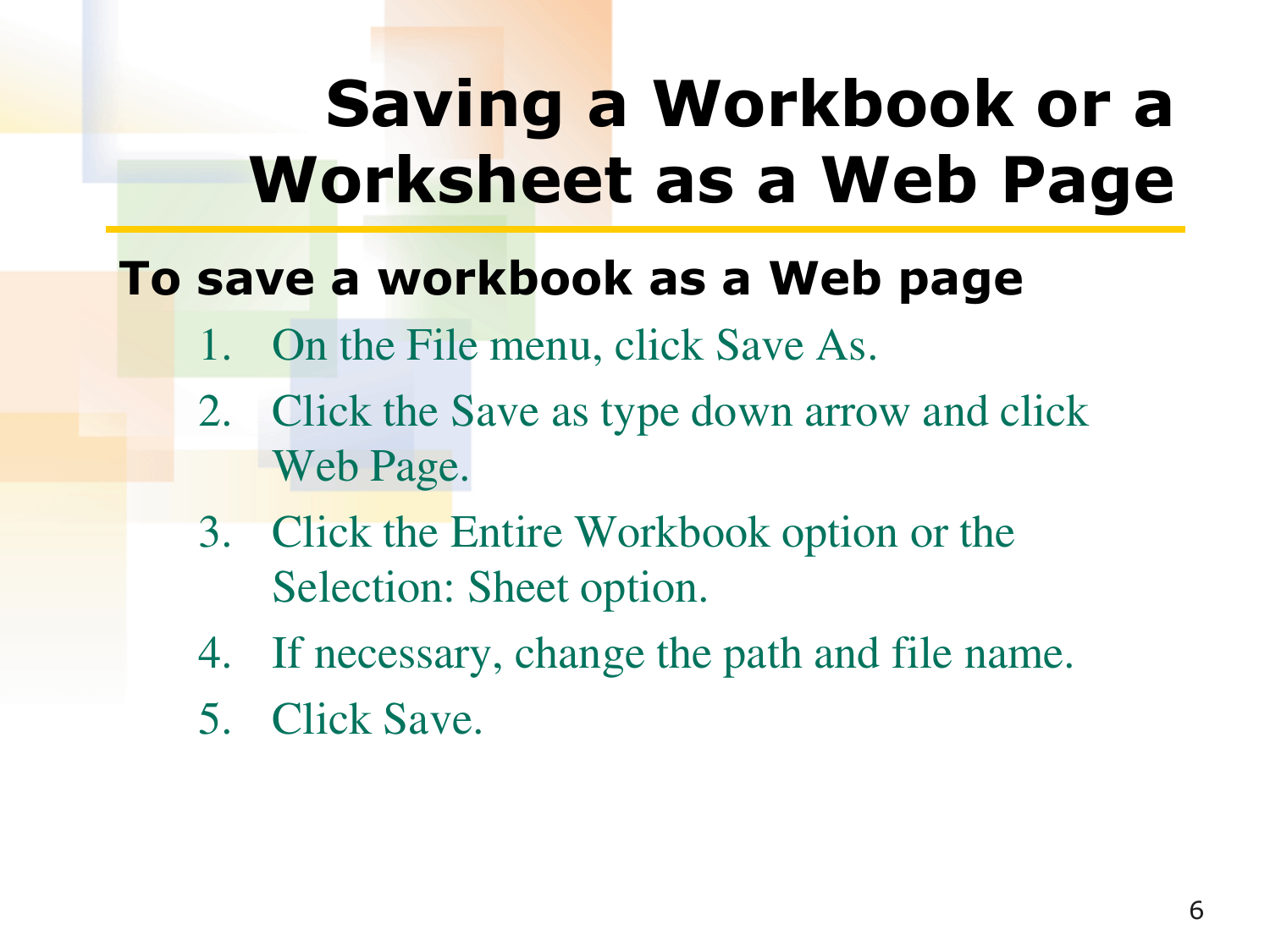# Saving a Workbook or a Worksheet as a Web Page

**To save a workbook as a Web page**

1. On the File menu, click Save As.
2. Click the Save as type down arrow and click Web Page.
3. Click the Entire Workbook option or the Selection: Sheet option.
4. If necessary, change the path and file name.
5. Click Save.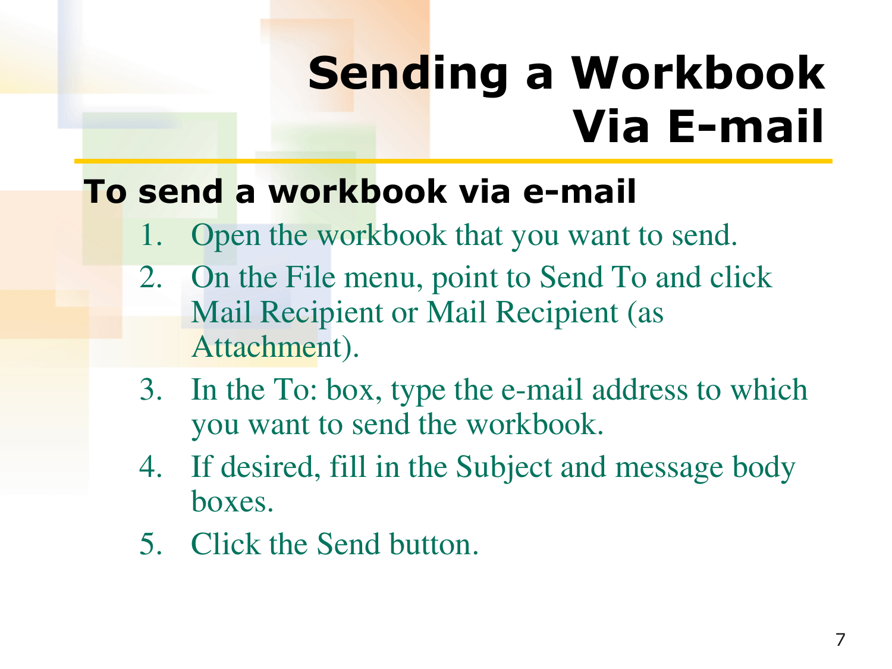# Sending a Workbook Via E-mail

**To send a workbook via e-mail**

1. Open the workbook that you want to send.
2. On the File menu, point to Send To and click Mail Recipient or Mail Recipient (as Attachment).
3. In the To: box, type the e-mail address to which you want to send the workbook.
4. If desired, fill in the Subject and message body boxes.
5. Click the Send button.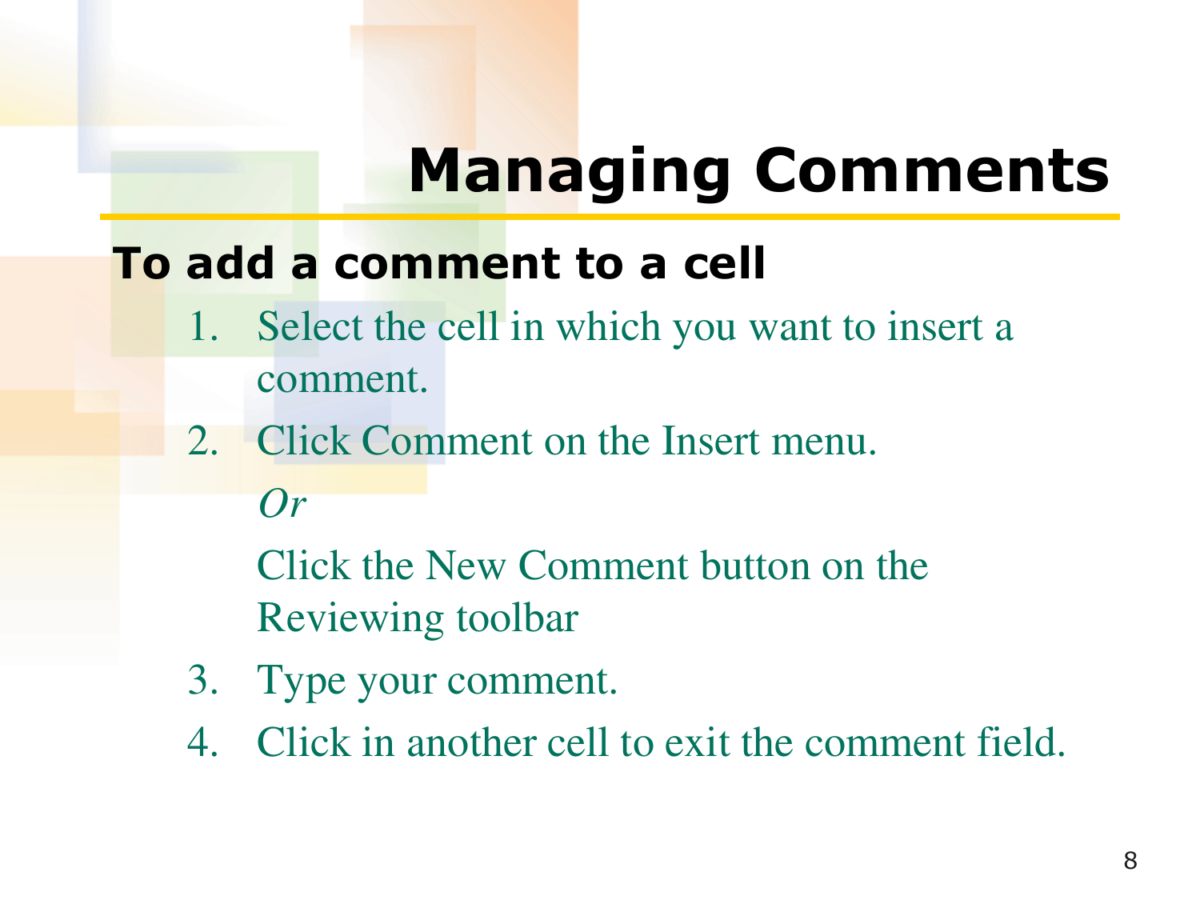# Managing Comments

## To add a comment to a cell

1. Select the cell in which you want to insert a comment.
2. Click Comment on the Insert menu.

   *Or*

   Click the New Comment button on the Reviewing toolbar
3. Type your comment.
4. Click in another cell to exit the comment field.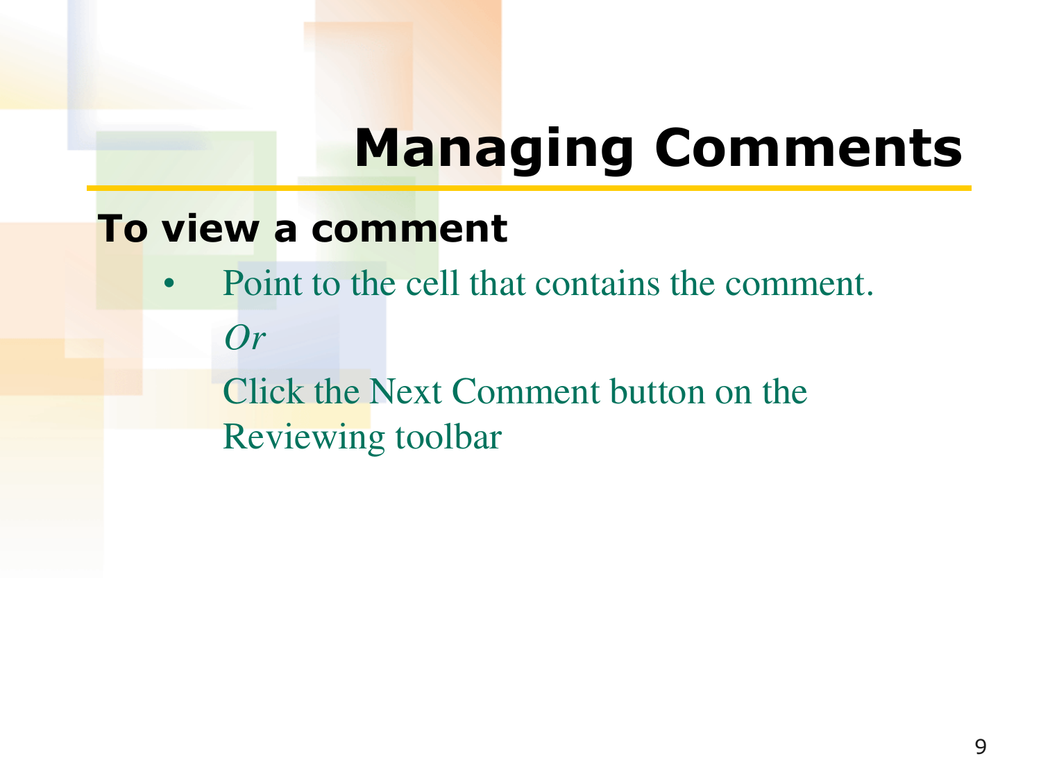# Managing Comments

## To view a comment

- Point to the cell that contains the comment.

  *Or*

  Click the Next Comment button on the Reviewing toolbar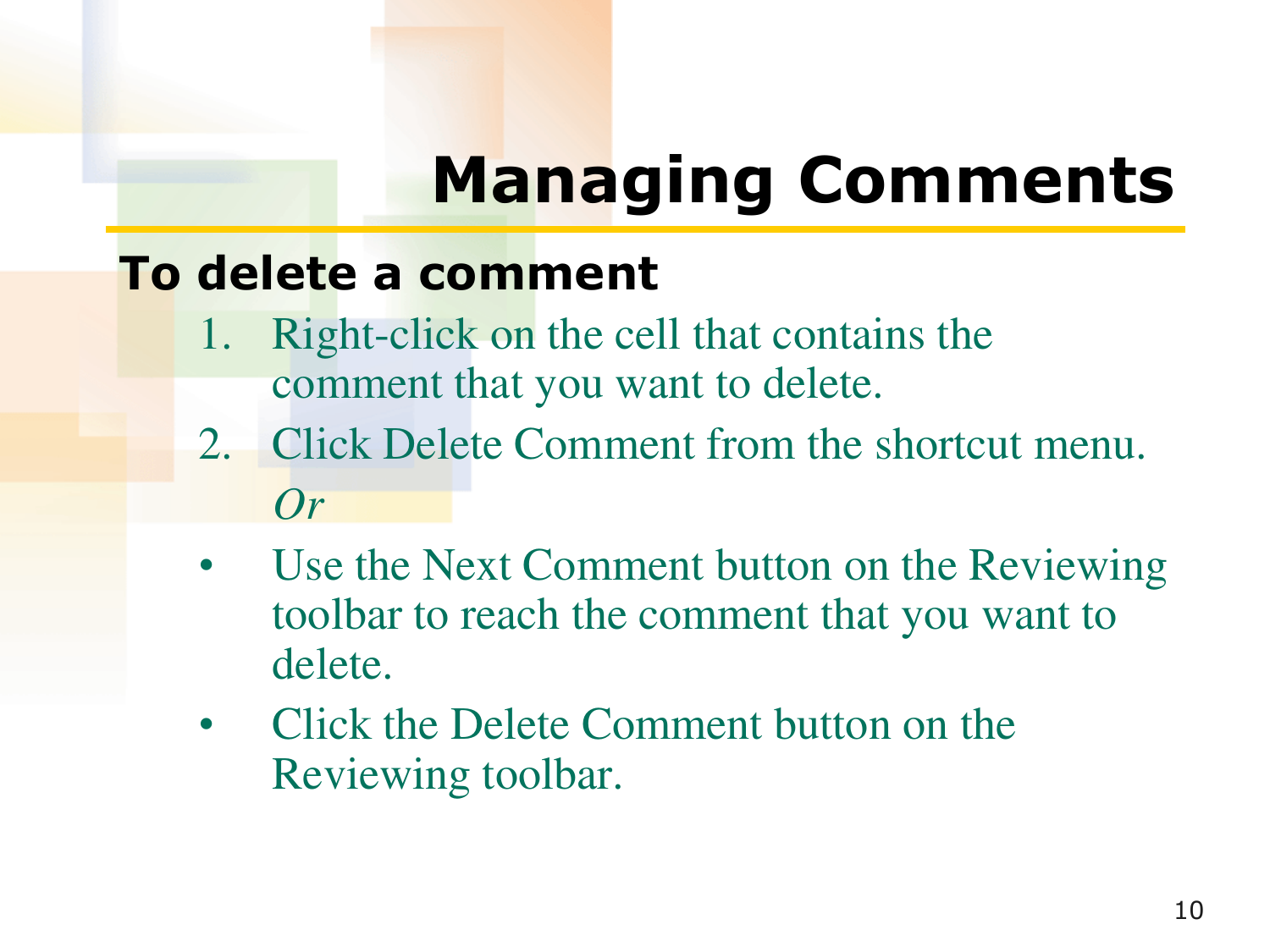# Managing Comments

**To delete a comment**

1. Right-click on the cell that contains the comment that you want to delete.
2. Click Delete Comment from the shortcut menu.

*Or*

- Use the Next Comment button on the Reviewing toolbar to reach the comment that you want to delete.
- Click the Delete Comment button on the Reviewing toolbar.